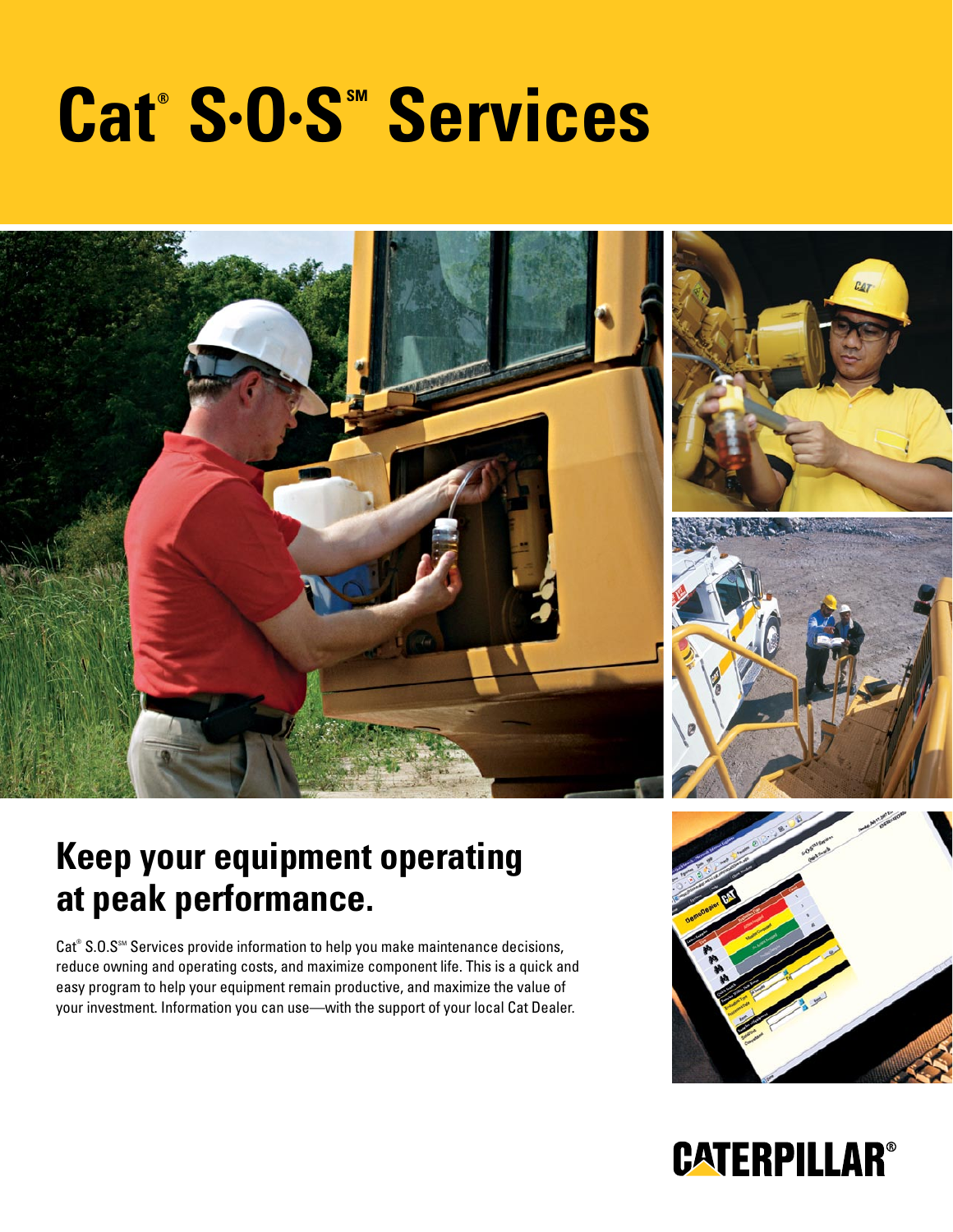# Cat® S·O·S℠ Services

## Keep your equipment operating at peak performance.

Cat® S.O.S℠ Services provide information to help you make maintenance decisions, reduce owning and operating costs, and maximize component life. This is a quick and easy program to help your equipment remain productive, and maximize the value of your investment. Information you can use—with the support of your local Cat Dealer.

CATERPILLAR®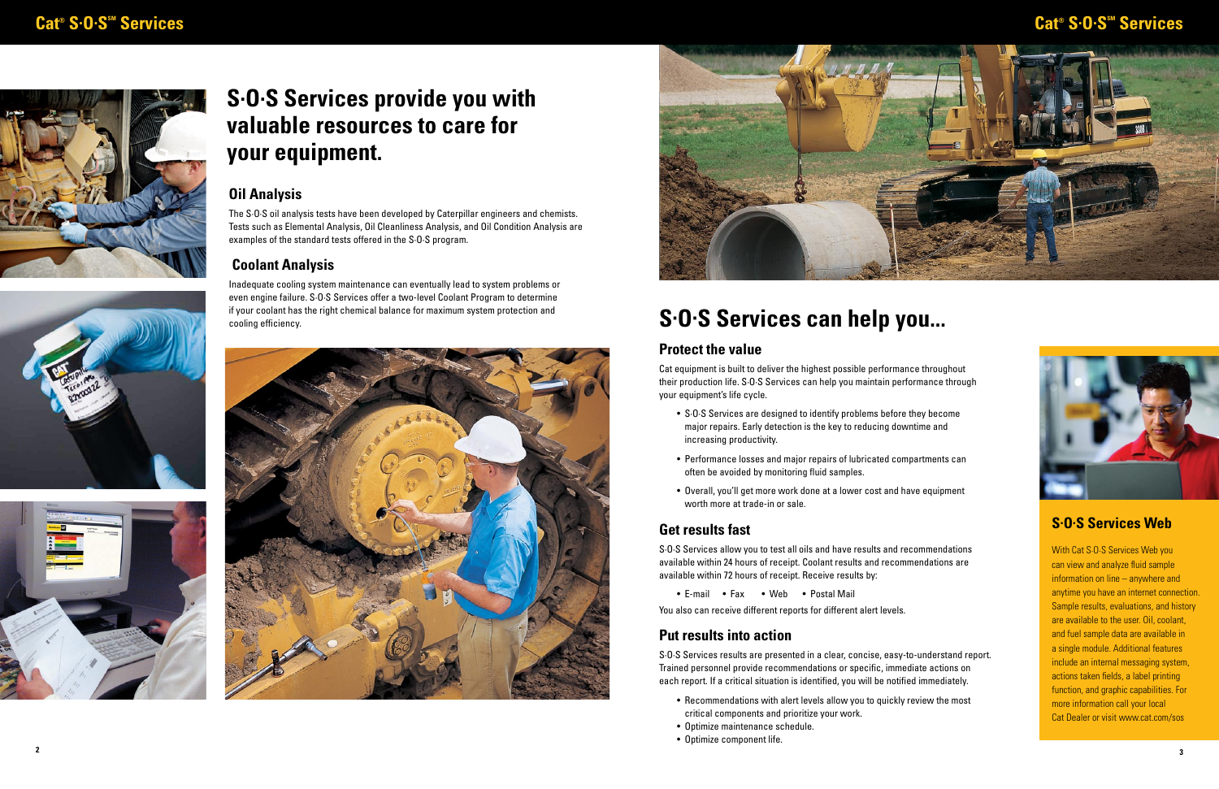# S·O·S Services provide you with valuable resources to care for your equipment.

## Oil Analysis

The S·O·S oil analysis tests have been developed by Caterpillar engineers and chemists. Tests such as Elemental Analysis, Oil Cleanliness Analysis, and Oil Condition Analysis are examples of the standard tests offered in the S·O·S program.

## Coolant Analysis

Inadequate cooling system maintenance can eventually lead to system problems or even engine failure. S·O·S Services offer a two-level Coolant Program to determine if your coolant has the right chemical balance for maximum system protection and cooling efficiency.

# S·O·S Services can help you...

## Protect the value

Cat equipment is built to deliver the highest possible performance throughout their production life. S·O·S Services can help you maintain performance through your equipment's life cycle.

- S·O·S Services are designed to identify problems before they become major repairs. Early detection is the key to reducing downtime and increasing productivity.
- Performance losses and major repairs of lubricated compartments can often be avoided by monitoring fluid samples.
- Overall, you'll get more work done at a lower cost and have equipment worth more at trade-in or sale.

## Get results fast

S·O·S Services allow you to test all oils and have results and recommendations available within 24 hours of receipt. Coolant results and recommendations are available within 72 hours of receipt. Receive results by:

- E-mail
- Fax
- Web
- Postal Mail

You also can receive different reports for different alert levels.

## Put results into action

S·O·S Services results are presented in a clear, concise, easy-to-understand report. Trained personnel provide recommendations or specific, immediate actions on each report. If a critical situation is identified, you will be notified immediately.

- Recommendations with alert levels allow you to quickly review the most critical components and prioritize your work.
- Optimize maintenance schedule.
- Optimize component life.

## S·O·S Services Web

With Cat S·O·S Services Web you can view and analyze fluid sample information on line – anywhere and anytime you have an internet connection. Sample results, evaluations, and history are available to the user. Oil, coolant, and fuel sample data are available in a single module. Additional features include an internal messaging system, actions taken fields, a label printing function, and graphic capabilities. For more information call your local Cat Dealer or visit www.cat.com/sos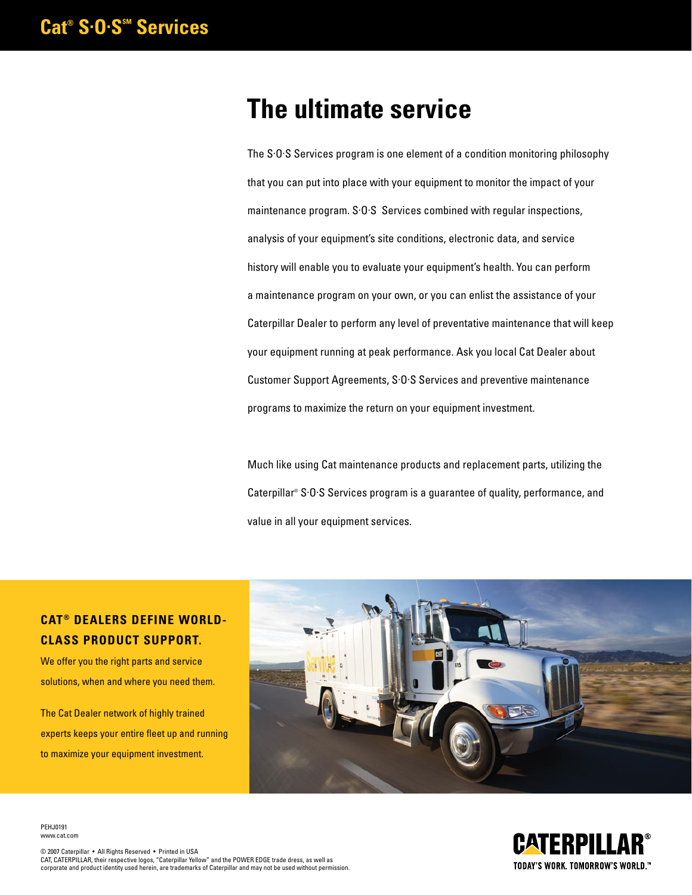Cat® S·O·S℠ Services

# The ultimate service

The S·O·S Services program is one element of a condition monitoring philosophy that you can put into place with your equipment to monitor the impact of your maintenance program. S·O·S Services combined with regular inspections, analysis of your equipment's site conditions, electronic data, and service history will enable you to evaluate your equipment's health. You can perform a maintenance program on your own, or you can enlist the assistance of your Caterpillar Dealer to perform any level of preventative maintenance that will keep your equipment running at peak performance. Ask you local Cat Dealer about Customer Support Agreements, S·O·S Services and preventive maintenance programs to maximize the return on your equipment investment.

Much like using Cat maintenance products and replacement parts, utilizing the Caterpillar® S·O·S Services program is a guarantee of quality, performance, and value in all your equipment services.

**CAT® DEALERS DEFINE WORLD-CLASS PRODUCT SUPPORT.**

We offer you the right parts and service solutions, when and where you need them.

The Cat Dealer network of highly trained experts keeps your entire fleet up and running to maximize your equipment investment.

PEHJ0191
www.cat.com

© 2007 Caterpillar • All Rights Reserved • Printed in USA
CAT, CATERPILLAR, their respective logos, "Caterpillar Yellow" and the POWER EDGE trade dress, as well as corporate and product identity used herein, are trademarks of Caterpillar and may not be used without permission.

CATERPILLAR®
TODAY'S WORK. TOMORROW'S WORLD.™